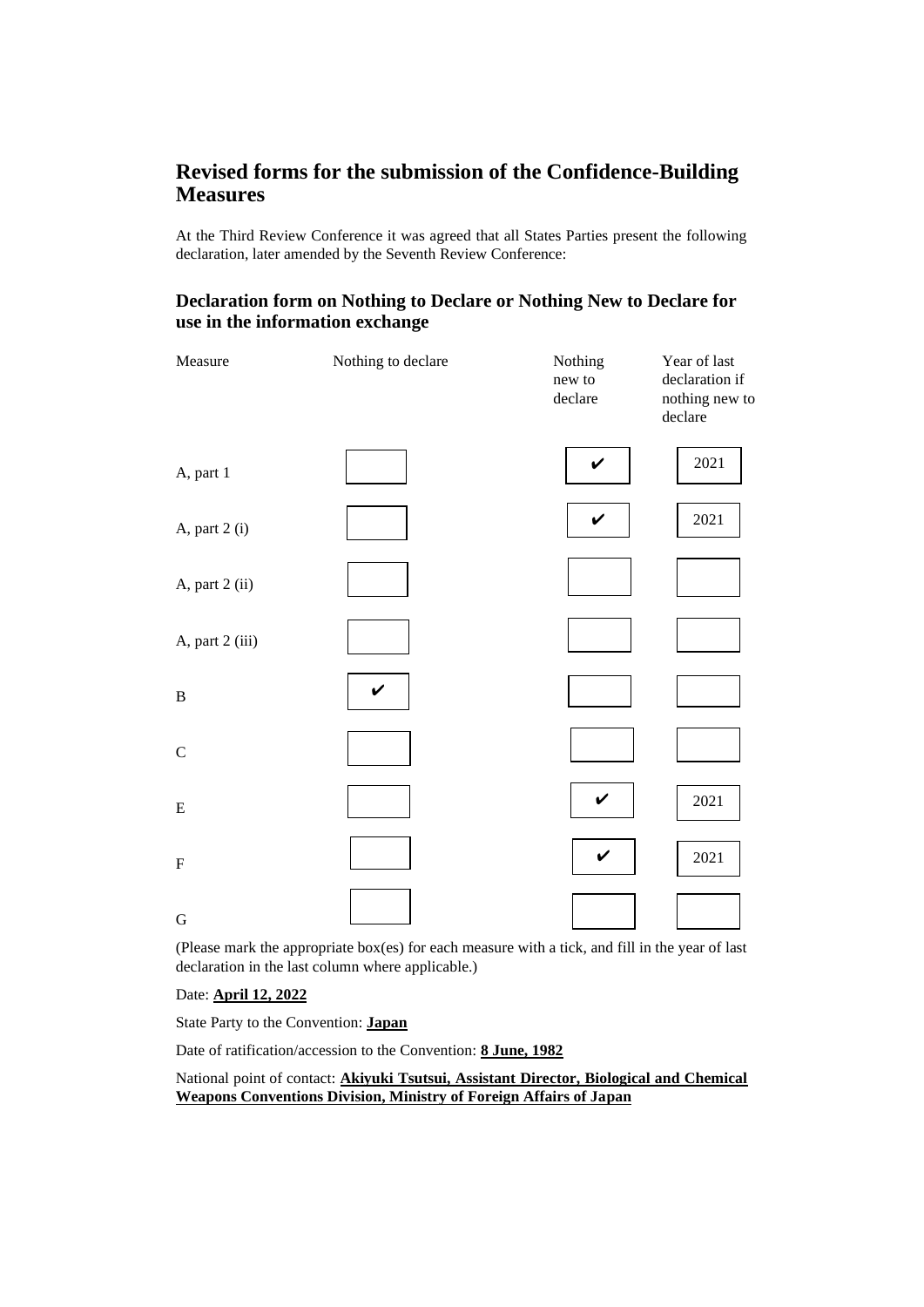## Revised forms for the submission of the Confidence-Building Measures

At the Third Review Conference it was agreed that all States Parties present the following declaration, later amended by the Seventh Review Conference:

### Declaration form on Nothing to Declare or Nothing New to Declare for use in the information exchange

| Measure | Nothing to declare | Nothing new to declare | Year of last declaration if nothing new to declare |
|---|---|---|---|
| A, part 1 | | ✔ | 2021 |
| A, part 2 (i) | | ✔ | 2021 |
| A, part 2 (ii) | | | |
| A, part 2 (iii) | | | |
| B | ✔ | | |
| C | | | |
| E | | ✔ | 2021 |
| F | | ✔ | 2021 |
| G | | | |

(Please mark the appropriate box(es) for each measure with a tick, and fill in the year of last declaration in the last column where applicable.)

Date: **April 12, 2022**

State Party to the Convention: **Japan**

Date of ratification/accession to the Convention: **8 June, 1982**

National point of contact: **Akiyuki Tsutsui, Assistant Director, Biological and Chemical Weapons Conventions Division, Ministry of Foreign Affairs of Japan**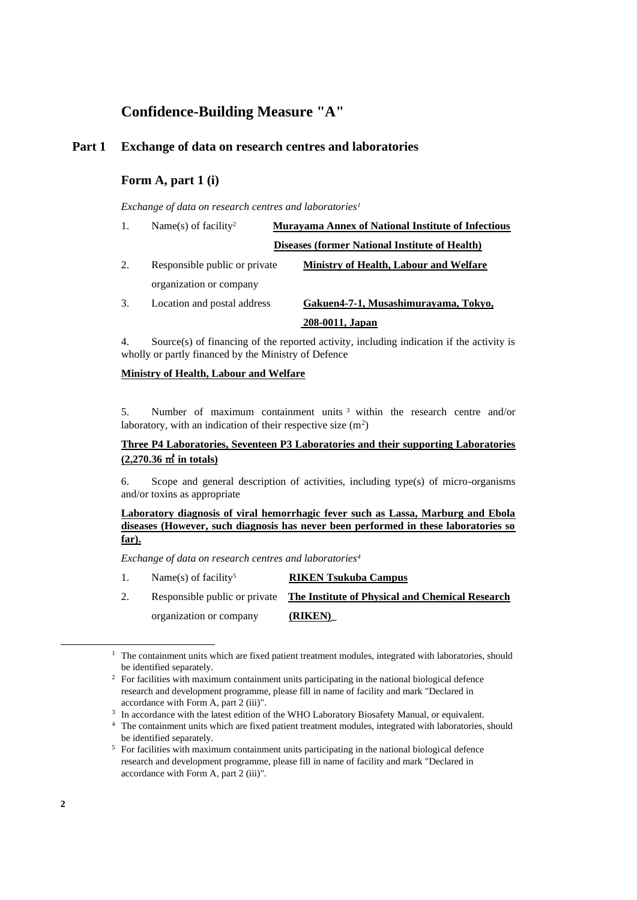# Confidence-Building Measure "A"

## Part 1 Exchange of data on research centres and laboratories

### Form A, part 1 (i)

*Exchange of data on research centres and laboratories[1]*

1. Name(s) of facility[2] **Murayama Annex of National Institute of Infectious Diseases (former National Institute of Health)**

2. Responsible public or private organization or company **Ministry of Health, Labour and Welfare**

3. Location and postal address **Gakuen4-7-1, Musashimurayama, Tokyo, 208-0011, Japan**

4. Source(s) of financing of the reported activity, including indication if the activity is wholly or partly financed by the Ministry of Defence

**Ministry of Health, Labour and Welfare**

5. Number of maximum containment units[3] within the research centre and/or laboratory, with an indication of their respective size ($m^2$)

**Three P4 Laboratories, Seventeen P3 Laboratories and their supporting Laboratories (2,270.36 ㎡ in totals)**

6. Scope and general description of activities, including type(s) of micro-organisms and/or toxins as appropriate

**Laboratory diagnosis of viral hemorrhagic fever such as Lassa, Marburg and Ebola diseases (However, such diagnosis has never been performed in these laboratories so far).**

*Exchange of data on research centres and laboratories[4]*

1. Name(s) of facility[5] **RIKEN Tsukuba Campus**

2. Responsible public or private organization or company **The Institute of Physical and Chemical Research (RIKEN)**

---

[1] The containment units which are fixed patient treatment modules, integrated with laboratories, should be identified separately.

[2] For facilities with maximum containment units participating in the national biological defence research and development programme, please fill in name of facility and mark "Declared in accordance with Form A, part 2 (iii)".

[3] In accordance with the latest edition of the WHO Laboratory Biosafety Manual, or equivalent.

[4] The containment units which are fixed patient treatment modules, integrated with laboratories, should be identified separately.

[5] For facilities with maximum containment units participating in the national biological defence research and development programme, please fill in name of facility and mark "Declared in accordance with Form A, part 2 (iii)".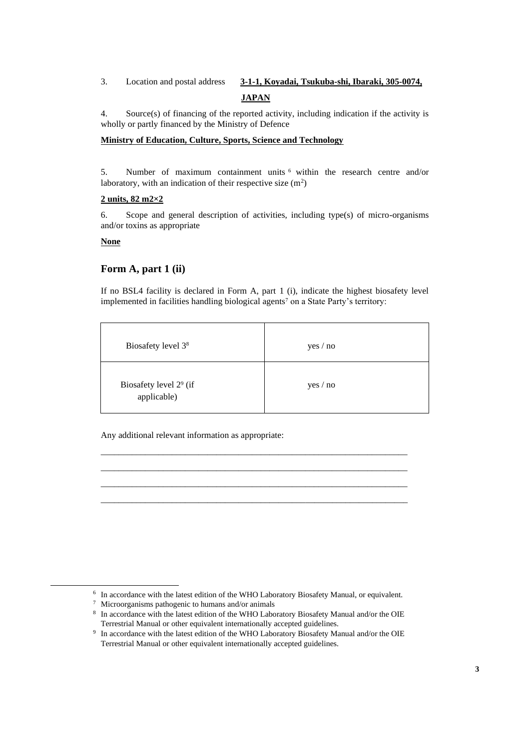3. Location and postal address **3-1-1, Koyadai, Tsukuba-shi, Ibaraki, 305-0074, JAPAN**

4. Source(s) of financing of the reported activity, including indication if the activity is wholly or partly financed by the Ministry of Defence

**Ministry of Education, Culture, Sports, Science and Technology**

5. Number of maximum containment units[6] within the research centre and/or laboratory, with an indication of their respective size ($m^2$)

**2 units, 82 m2×2**

6. Scope and general description of activities, including type(s) of micro-organisms and/or toxins as appropriate

**None**

## Form A, part 1 (ii)

If no BSL4 facility is declared in Form A, part 1 (i), indicate the highest biosafety level implemented in facilities handling biological agents[7] on a State Party's territory:

| | |
|---|---|
| Biosafety level 3[8] | yes / no |
| Biosafety level 2[9] (if applicable) | yes / no |

Any additional relevant information as appropriate:

_______________________________________________________________________

_______________________________________________________________________

_______________________________________________________________________

_______________________________________________________________________

---

[6] In accordance with the latest edition of the WHO Laboratory Biosafety Manual, or equivalent.

[7] Microorganisms pathogenic to humans and/or animals

[8] In accordance with the latest edition of the WHO Laboratory Biosafety Manual and/or the OIE Terrestrial Manual or other equivalent internationally accepted guidelines.

[9] In accordance with the latest edition of the WHO Laboratory Biosafety Manual and/or the OIE Terrestrial Manual or other equivalent internationally accepted guidelines.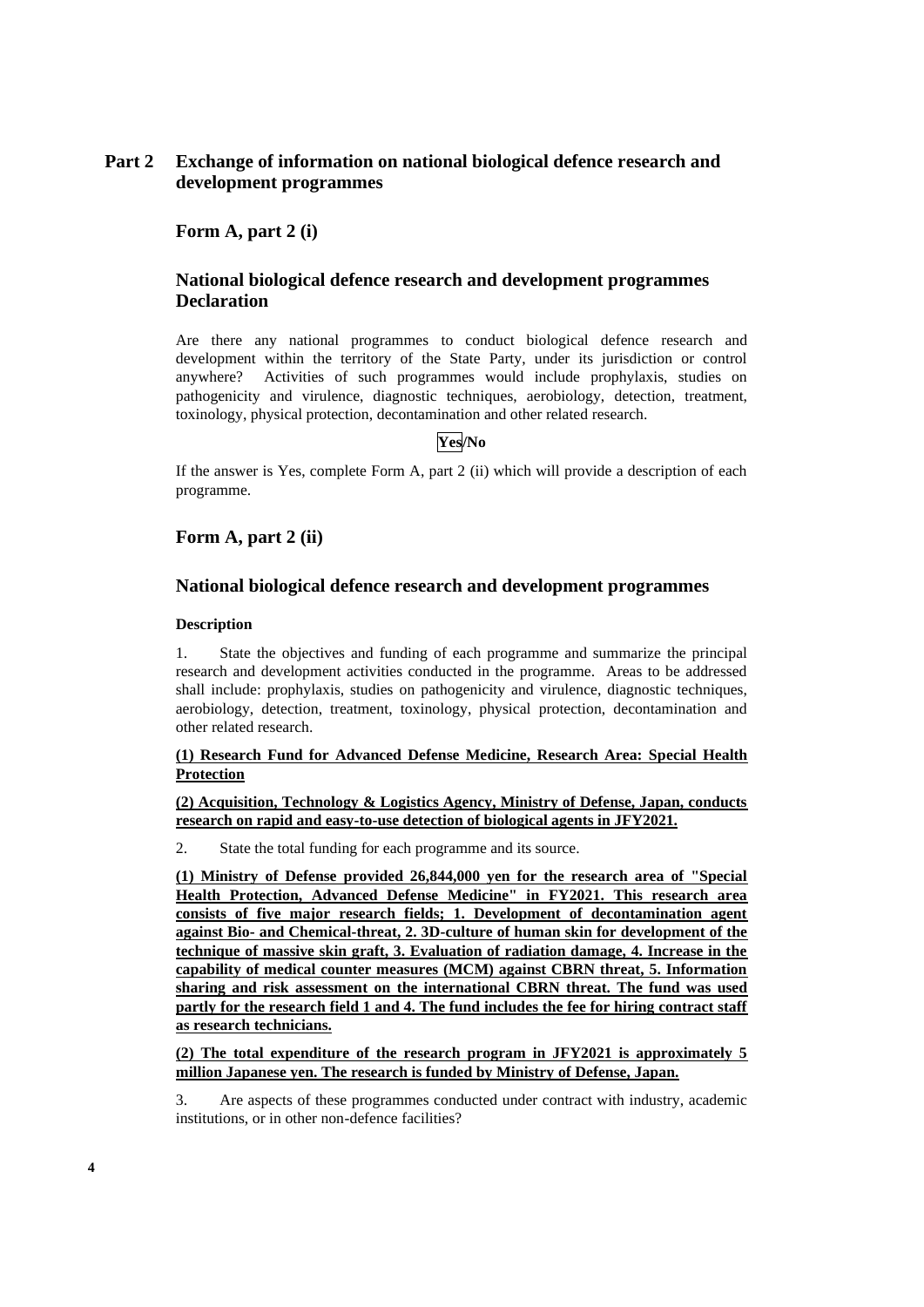## Part 2 Exchange of information on national biological defence research and development programmes

### Form A, part 2 (i)

### National biological defence research and development programmes Declaration

Are there any national programmes to conduct biological defence research and development within the territory of the State Party, under its jurisdiction or control anywhere? Activities of such programmes would include prophylaxis, studies on pathogenicity and virulence, diagnostic techniques, aerobiology, detection, treatment, toxinology, physical protection, decontamination and other related research.

**Yes/No**

If the answer is Yes, complete Form A, part 2 (ii) which will provide a description of each programme.

### Form A, part 2 (ii)

### National biological defence research and development programmes

**Description**

1. State the objectives and funding of each programme and summarize the principal research and development activities conducted in the programme. Areas to be addressed shall include: prophylaxis, studies on pathogenicity and virulence, diagnostic techniques, aerobiology, detection, treatment, toxinology, physical protection, decontamination and other related research.

**(1) Research Fund for Advanced Defense Medicine, Research Area: Special Health Protection**

**(2) Acquisition, Technology & Logistics Agency, Ministry of Defense, Japan, conducts research on rapid and easy-to-use detection of biological agents in JFY2021.**

2. State the total funding for each programme and its source.

**(1) Ministry of Defense provided 26,844,000 yen for the research area of "Special Health Protection, Advanced Defense Medicine" in FY2021. This research area consists of five major research fields; 1. Development of decontamination agent against Bio- and Chemical-threat, 2. 3D-culture of human skin for development of the technique of massive skin graft, 3. Evaluation of radiation damage, 4. Increase in the capability of medical counter measures (MCM) against CBRN threat, 5. Information sharing and risk assessment on the international CBRN threat. The fund was used partly for the research field 1 and 4. The fund includes the fee for hiring contract staff as research technicians.**

**(2) The total expenditure of the research program in JFY2021 is approximately 5 million Japanese yen. The research is funded by Ministry of Defense, Japan.**

3. Are aspects of these programmes conducted under contract with industry, academic institutions, or in other non-defence facilities?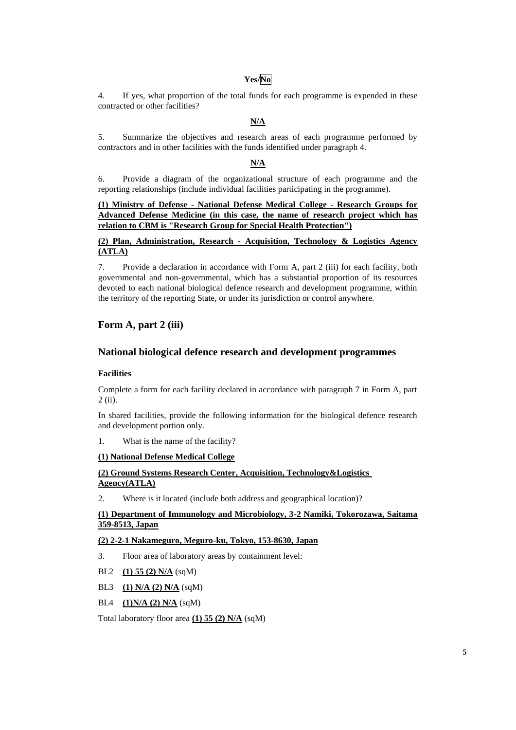**Yes/No**

4. If yes, what proportion of the total funds for each programme is expended in these contracted or other facilities?

**N/A**

5. Summarize the objectives and research areas of each programme performed by contractors and in other facilities with the funds identified under paragraph 4.

**N/A**

6. Provide a diagram of the organizational structure of each programme and the reporting relationships (include individual facilities participating in the programme).

**(1) Ministry of Defense - National Defense Medical College - Research Groups for Advanced Defense Medicine (in this case, the name of research project which has relation to CBM is "Research Group for Special Health Protection")**

**(2) Plan, Administration, Research - Acquisition, Technology & Logistics Agency (ATLA)**

7. Provide a declaration in accordance with Form A, part 2 (iii) for each facility, both governmental and non-governmental, which has a substantial proportion of its resources devoted to each national biological defence research and development programme, within the territory of the reporting State, or under its jurisdiction or control anywhere.

## Form A, part 2 (iii)

## National biological defence research and development programmes

**Facilities**

Complete a form for each facility declared in accordance with paragraph 7 in Form A, part 2 (ii).

In shared facilities, provide the following information for the biological defence research and development portion only.

1. What is the name of the facility?

**(1) National Defense Medical College**

**(2) Ground Systems Research Center, Acquisition, Technology&Logistics Agency(ATLA)**

2. Where is it located (include both address and geographical location)?

**(1) Department of Immunology and Microbiology, 3-2 Namiki, Tokorozawa, Saitama 359-8513, Japan**

**(2) 2-2-1 Nakameguro, Meguro-ku, Tokyo, 153-8630, Japan**

3. Floor area of laboratory areas by containment level:

BL2 **(1) 55 (2) N/A** (sqM)

BL3 **(1) N/A (2) N/A** (sqM)

BL4 **(1)N/A (2) N/A** (sqM)

Total laboratory floor area **(1) 55 (2) N/A** (sqM)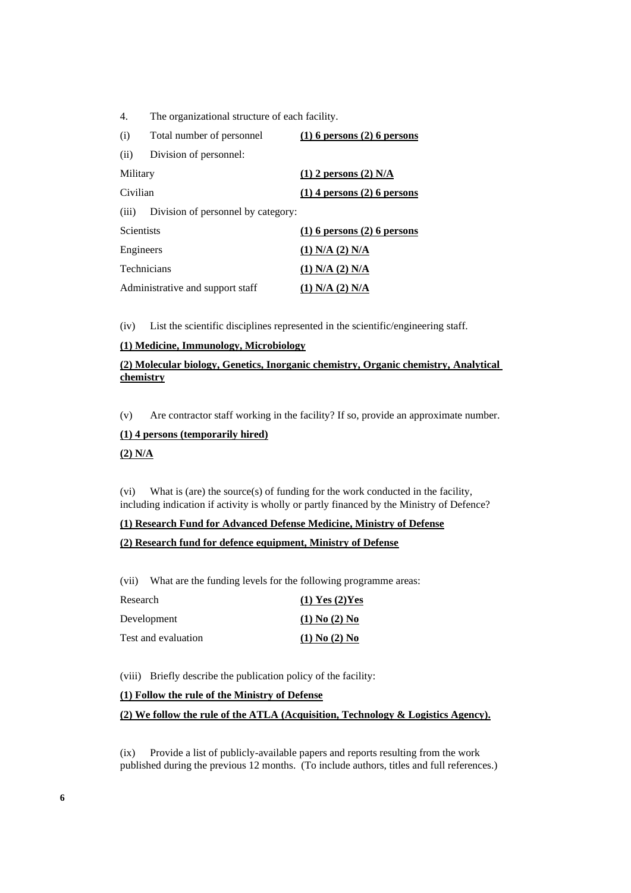4. The organizational structure of each facility.

(i) Total number of personnel **<u>(1) 6 persons (2) 6 persons</u>**

(ii) Division of personnel:

| | |
|---|---|
| Military | **<u>(1) 2 persons (2) N/A</u>** |
| Civilian | **<u>(1) 4 persons (2) 6 persons</u>** |

(iii) Division of personnel by category:

| | |
|---|---|
| Scientists | **<u>(1) 6 persons (2) 6 persons</u>** |
| Engineers | **<u>(1) N/A (2) N/A</u>** |
| Technicians | **<u>(1) N/A (2) N/A</u>** |
| Administrative and support staff | **<u>(1) N/A (2) N/A</u>** |

(iv) List the scientific disciplines represented in the scientific/engineering staff.

**<u>(1) Medicine, Immunology, Microbiology</u>**

**<u>(2) Molecular biology, Genetics, Inorganic chemistry, Organic chemistry, Analytical chemistry</u>**

(v) Are contractor staff working in the facility? If so, provide an approximate number.

**<u>(1) 4 persons (temporarily hired)</u>**

**<u>(2) N/A</u>**

(vi) What is (are) the source(s) of funding for the work conducted in the facility, including indication if activity is wholly or partly financed by the Ministry of Defence?

**<u>(1) Research Fund for Advanced Defense Medicine, Ministry of Defense</u>**

**<u>(2) Research fund for defence equipment, Ministry of Defense</u>**

(vii) What are the funding levels for the following programme areas:

| | |
|---|---|
| Research | **<u>(1) Yes (2)Yes</u>** |
| Development | **<u>(1) No (2) No</u>** |
| Test and evaluation | **<u>(1) No (2) No</u>** |

(viii) Briefly describe the publication policy of the facility:

**<u>(1) Follow the rule of the Ministry of Defense</u>**

**<u>(2) We follow the rule of the ATLA (Acquisition, Technology & Logistics Agency).</u>**

(ix) Provide a list of publicly-available papers and reports resulting from the work published during the previous 12 months. (To include authors, titles and full references.)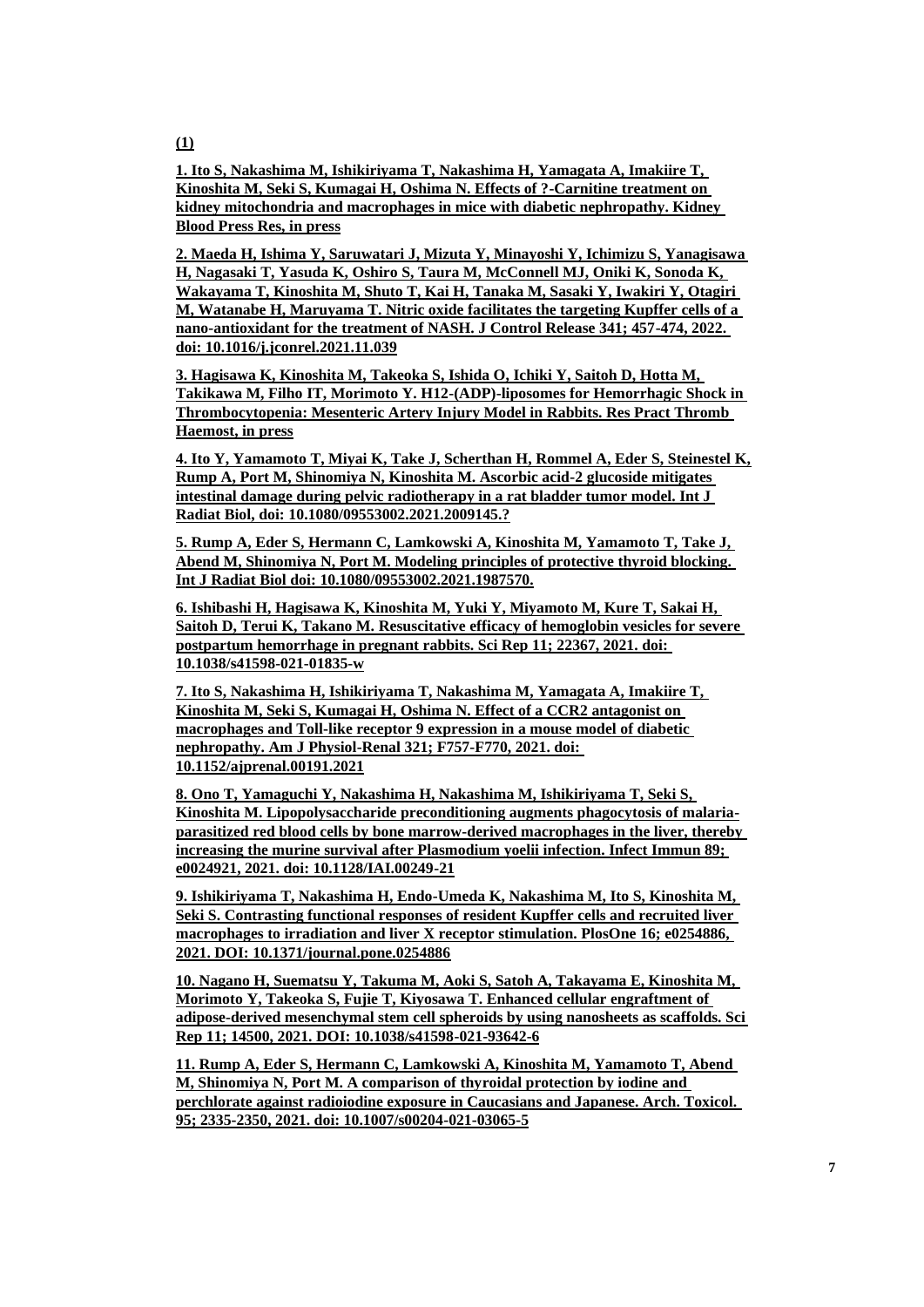**(1)**

**1. Ito S, Nakashima M, Ishikiriyama T, Nakashima H, Yamagata A, Imakiire T, Kinoshita M, Seki S, Kumagai H, Oshima N. Effects of ?-Carnitine treatment on kidney mitochondria and macrophages in mice with diabetic nephropathy. Kidney Blood Press Res, in press**

**2. Maeda H, Ishima Y, Saruwatari J, Mizuta Y, Minayoshi Y, Ichimizu S, Yanagisawa H, Nagasaki T, Yasuda K, Oshiro S, Taura M, McConnell MJ, Oniki K, Sonoda K, Wakayama T, Kinoshita M, Shuto T, Kai H, Tanaka M, Sasaki Y, Iwakiri Y, Otagiri M, Watanabe H, Maruyama T. Nitric oxide facilitates the targeting Kupffer cells of a nano-antioxidant for the treatment of NASH. J Control Release 341; 457-474, 2022. doi: 10.1016/j.jconrel.2021.11.039**

**3. Hagisawa K, Kinoshita M, Takeoka S, Ishida O, Ichiki Y, Saitoh D, Hotta M, Takikawa M, Filho IT, Morimoto Y. H12-(ADP)-liposomes for Hemorrhagic Shock in Thrombocytopenia: Mesenteric Artery Injury Model in Rabbits. Res Pract Thromb Haemost, in press**

**4. Ito Y, Yamamoto T, Miyai K, Take J, Scherthan H, Rommel A, Eder S, Steinestel K, Rump A, Port M, Shinomiya N, Kinoshita M. Ascorbic acid-2 glucoside mitigates intestinal damage during pelvic radiotherapy in a rat bladder tumor model. Int J Radiat Biol, doi: 10.1080/09553002.2021.2009145.?**

**5. Rump A, Eder S, Hermann C, Lamkowski A, Kinoshita M, Yamamoto T, Take J, Abend M, Shinomiya N, Port M. Modeling principles of protective thyroid blocking. Int J Radiat Biol doi: 10.1080/09553002.2021.1987570.**

**6. Ishibashi H, Hagisawa K, Kinoshita M, Yuki Y, Miyamoto M, Kure T, Sakai H, Saitoh D, Terui K, Takano M. Resuscitative efficacy of hemoglobin vesicles for severe postpartum hemorrhage in pregnant rabbits. Sci Rep 11; 22367, 2021. doi: 10.1038/s41598-021-01835-w**

**7. Ito S, Nakashima H, Ishikiriyama T, Nakashima M, Yamagata A, Imakiire T, Kinoshita M, Seki S, Kumagai H, Oshima N. Effect of a CCR2 antagonist on macrophages and Toll-like receptor 9 expression in a mouse model of diabetic nephropathy. Am J Physiol-Renal 321; F757-F770, 2021. doi: 10.1152/ajprenal.00191.2021**

**8. Ono T, Yamaguchi Y, Nakashima H, Nakashima M, Ishikiriyama T, Seki S, Kinoshita M. Lipopolysaccharide preconditioning augments phagocytosis of malaria-parasitized red blood cells by bone marrow-derived macrophages in the liver, thereby increasing the murine survival after Plasmodium yoelii infection. Infect Immun 89; e0024921, 2021. doi: 10.1128/IAI.00249-21**

**9. Ishikiriyama T, Nakashima H, Endo-Umeda K, Nakashima M, Ito S, Kinoshita M, Seki S. Contrasting functional responses of resident Kupffer cells and recruited liver macrophages to irradiation and liver X receptor stimulation. PlosOne 16; e0254886, 2021. DOI: 10.1371/journal.pone.0254886**

**10. Nagano H, Suematsu Y, Takuma M, Aoki S, Satoh A, Takayama E, Kinoshita M, Morimoto Y, Takeoka S, Fujie T, Kiyosawa T. Enhanced cellular engraftment of adipose-derived mesenchymal stem cell spheroids by using nanosheets as scaffolds. Sci Rep 11; 14500, 2021. DOI: 10.1038/s41598-021-93642-6**

**11. Rump A, Eder S, Hermann C, Lamkowski A, Kinoshita M, Yamamoto T, Abend M, Shinomiya N, Port M. A comparison of thyroidal protection by iodine and perchlorate against radioiodine exposure in Caucasians and Japanese. Arch. Toxicol. 95; 2335-2350, 2021. doi: 10.1007/s00204-021-03065-5**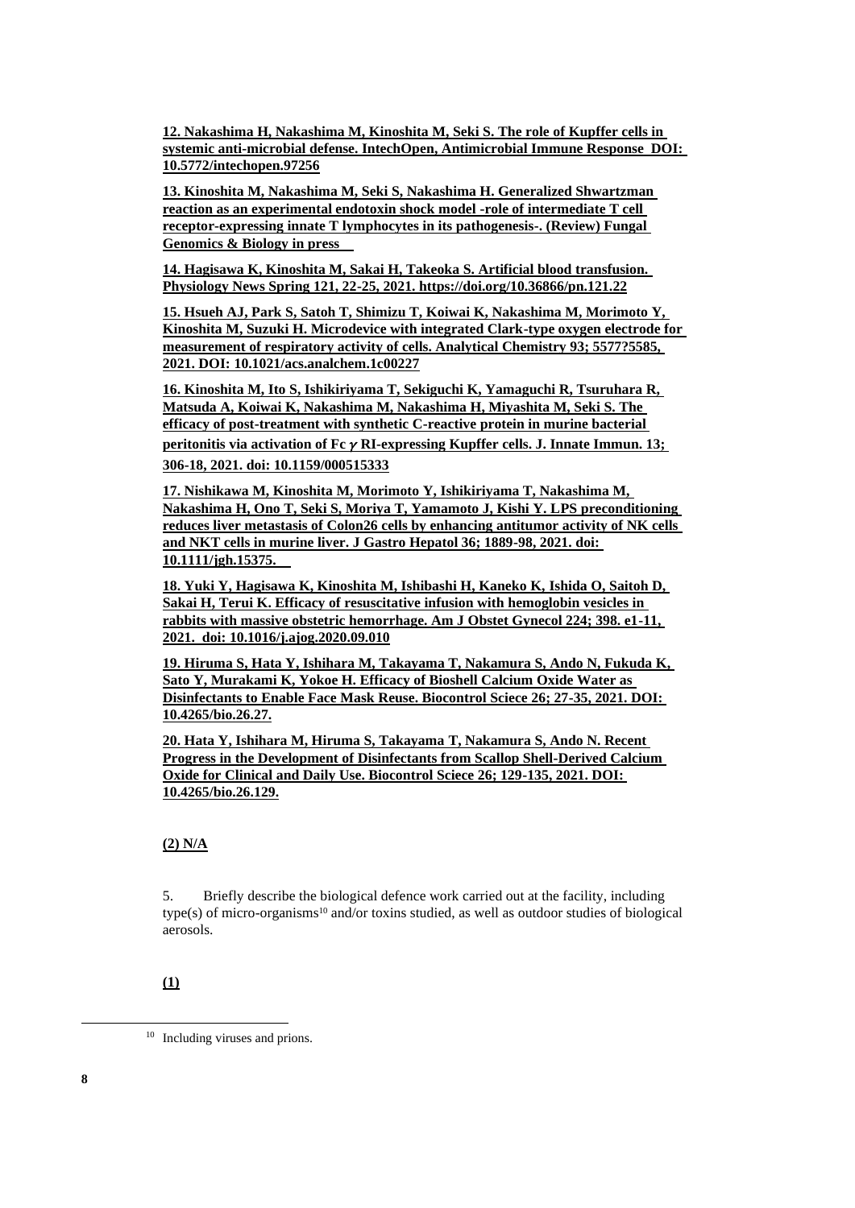**12. Nakashima H, Nakashima M, Kinoshita M, Seki S. The role of Kupffer cells in systemic anti-microbial defense. IntechOpen, Antimicrobial Immune Response DOI: 10.5772/intechopen.97256**

**13. Kinoshita M, Nakashima M, Seki S, Nakashima H. Generalized Shwartzman reaction as an experimental endotoxin shock model -role of intermediate T cell receptor-expressing innate T lymphocytes in its pathogenesis-. (Review) Fungal Genomics & Biology in press**

**14. Hagisawa K, Kinoshita M, Sakai H, Takeoka S. Artificial blood transfusion. Physiology News Spring 121, 22-25, 2021. https://doi.org/10.36866/pn.121.22**

**15. Hsueh AJ, Park S, Satoh T, Shimizu T, Koiwai K, Nakashima M, Morimoto Y, Kinoshita M, Suzuki H. Microdevice with integrated Clark-type oxygen electrode for measurement of respiratory activity of cells. Analytical Chemistry 93; 5577?5585, 2021. DOI: 10.1021/acs.analchem.1c00227**

**16. Kinoshita M, Ito S, Ishikiriyama T, Sekiguchi K, Yamaguchi R, Tsuruhara R, Matsuda A, Koiwai K, Nakashima M, Nakashima H, Miyashita M, Seki S. The efficacy of post-treatment with synthetic C-reactive protein in murine bacterial peritonitis via activation of Fc γ RI-expressing Kupffer cells. J. Innate Immun. 13; 306-18, 2021. doi: 10.1159/000515333**

**17. Nishikawa M, Kinoshita M, Morimoto Y, Ishikiriyama T, Nakashima M, Nakashima H, Ono T, Seki S, Moriya T, Yamamoto J, Kishi Y. LPS preconditioning reduces liver metastasis of Colon26 cells by enhancing antitumor activity of NK cells and NKT cells in murine liver. J Gastro Hepatol 36; 1889-98, 2021. doi: 10.1111/jgh.15375.**

**18. Yuki Y, Hagisawa K, Kinoshita M, Ishibashi H, Kaneko K, Ishida O, Saitoh D, Sakai H, Terui K. Efficacy of resuscitative infusion with hemoglobin vesicles in rabbits with massive obstetric hemorrhage. Am J Obstet Gynecol 224; 398. e1-11, 2021. doi: 10.1016/j.ajog.2020.09.010**

**19. Hiruma S, Hata Y, Ishihara M, Takayama T, Nakamura S, Ando N, Fukuda K, Sato Y, Murakami K, Yokoe H. Efficacy of Bioshell Calcium Oxide Water as Disinfectants to Enable Face Mask Reuse. Biocontrol Sciece 26; 27-35, 2021. DOI: 10.4265/bio.26.27.**

**20. Hata Y, Ishihara M, Hiruma S, Takayama T, Nakamura S, Ando N. Recent Progress in the Development of Disinfectants from Scallop Shell-Derived Calcium Oxide for Clinical and Daily Use. Biocontrol Sciece 26; 129-135, 2021. DOI: 10.4265/bio.26.129.**

**(2) N/A**

5. Briefly describe the biological defence work carried out at the facility, including type(s) of micro-organisms[10] and/or toxins studied, as well as outdoor studies of biological aerosols.

**(1)**

[10] Including viruses and prions.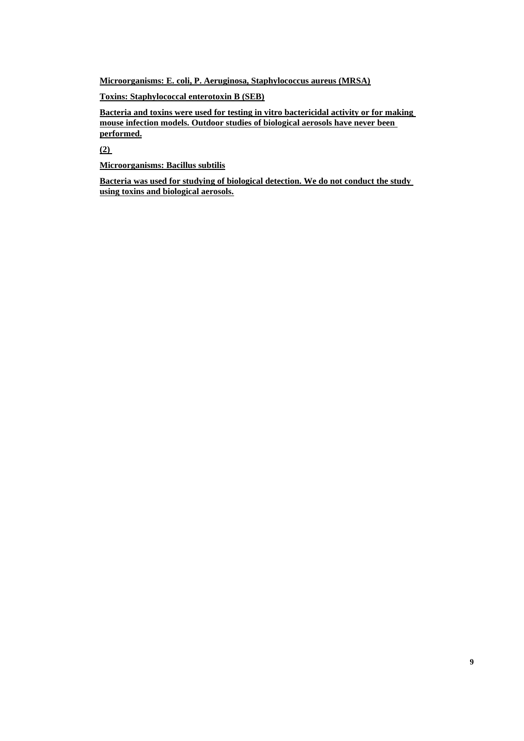**Microorganisms: E. coli, P. Aeruginosa, Staphylococcus aureus (MRSA)**

**Toxins: Staphylococcal enterotoxin B (SEB)**

**Bacteria and toxins were used for testing in vitro bactericidal activity or for making mouse infection models. Outdoor studies of biological aerosols have never been performed.**

**(2)**

**Microorganisms: Bacillus subtilis**

**Bacteria was used for studying of biological detection. We do not conduct the study using toxins and biological aerosols.**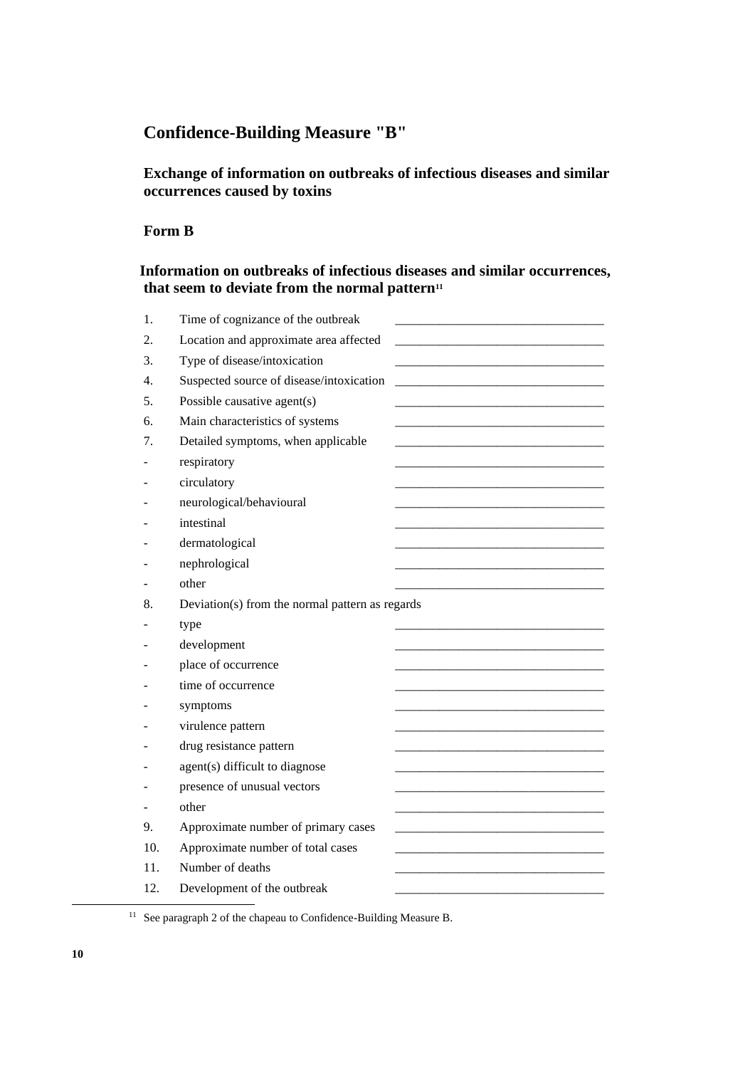## Confidence-Building Measure "B"

### Exchange of information on outbreaks of infectious diseases and similar occurrences caused by toxins

### Form B

### Information on outbreaks of infectious diseases and similar occurrences, that seem to deviate from the normal pattern[11]

| | | |
|---|---|---|
| 1. | Time of cognizance of the outbreak | ________________________________ |
| 2. | Location and approximate area affected | ________________________________ |
| 3. | Type of disease/intoxication | ________________________________ |
| 4. | Suspected source of disease/intoxication | ________________________________ |
| 5. | Possible causative agent(s) | ________________________________ |
| 6. | Main characteristics of systems | ________________________________ |
| 7. | Detailed symptoms, when applicable | ________________________________ |
| - | respiratory | ________________________________ |
| - | circulatory | ________________________________ |
| - | neurological/behavioural | ________________________________ |
| - | intestinal | ________________________________ |
| - | dermatological | ________________________________ |
| - | nephrological | ________________________________ |
| - | other | ________________________________ |
| 8. | Deviation(s) from the normal pattern as regards | |
| - | type | ________________________________ |
| - | development | ________________________________ |
| - | place of occurrence | ________________________________ |
| - | time of occurrence | ________________________________ |
| - | symptoms | ________________________________ |
| - | virulence pattern | ________________________________ |
| - | drug resistance pattern | ________________________________ |
| - | agent(s) difficult to diagnose | ________________________________ |
| - | presence of unusual vectors | ________________________________ |
| - | other | ________________________________ |
| 9. | Approximate number of primary cases | ________________________________ |
| 10. | Approximate number of total cases | ________________________________ |
| 11. | Number of deaths | ________________________________ |
| 12. | Development of the outbreak | ________________________________ |

[11] See paragraph 2 of the chapeau to Confidence-Building Measure B.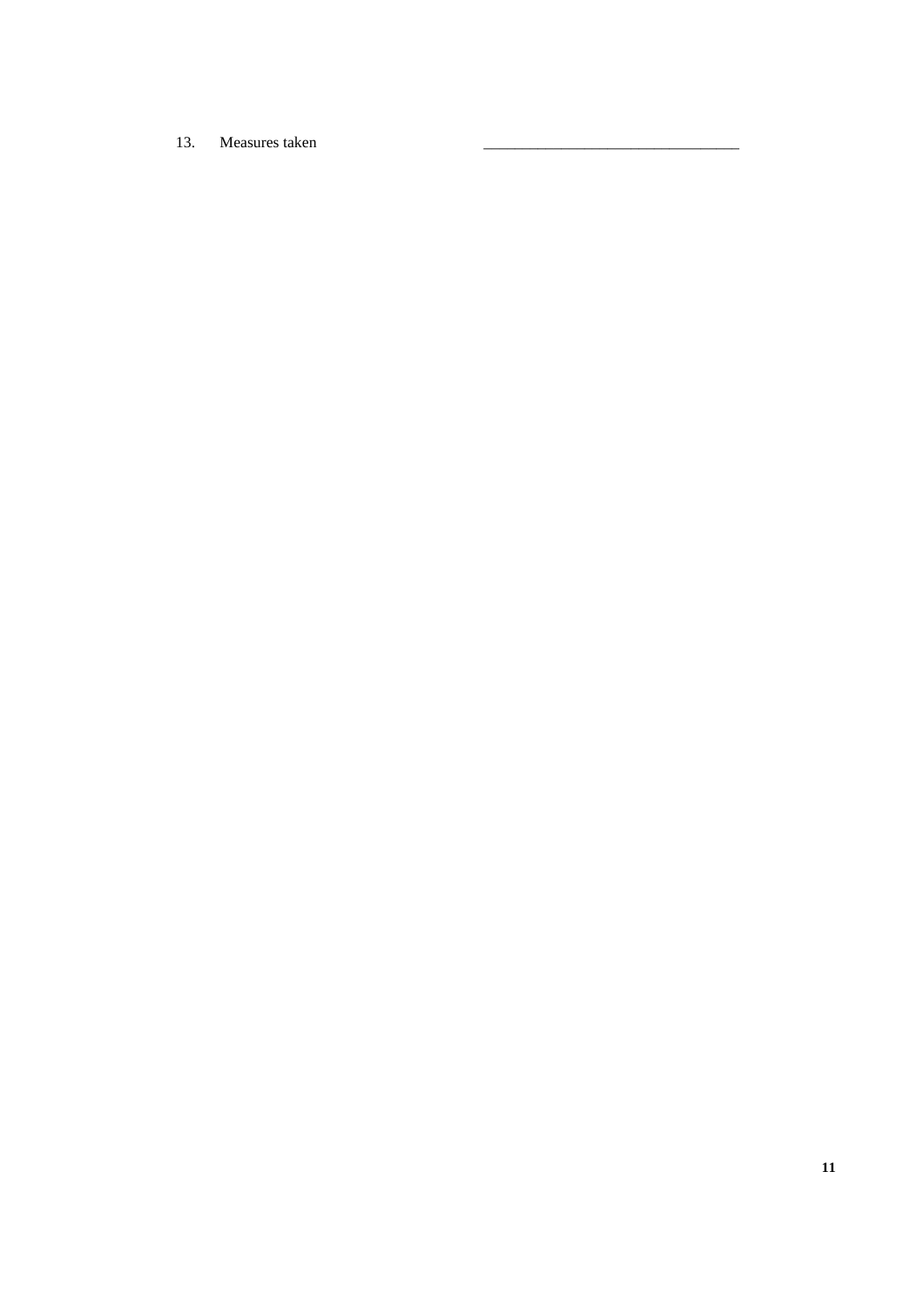13. Measures taken ________________________________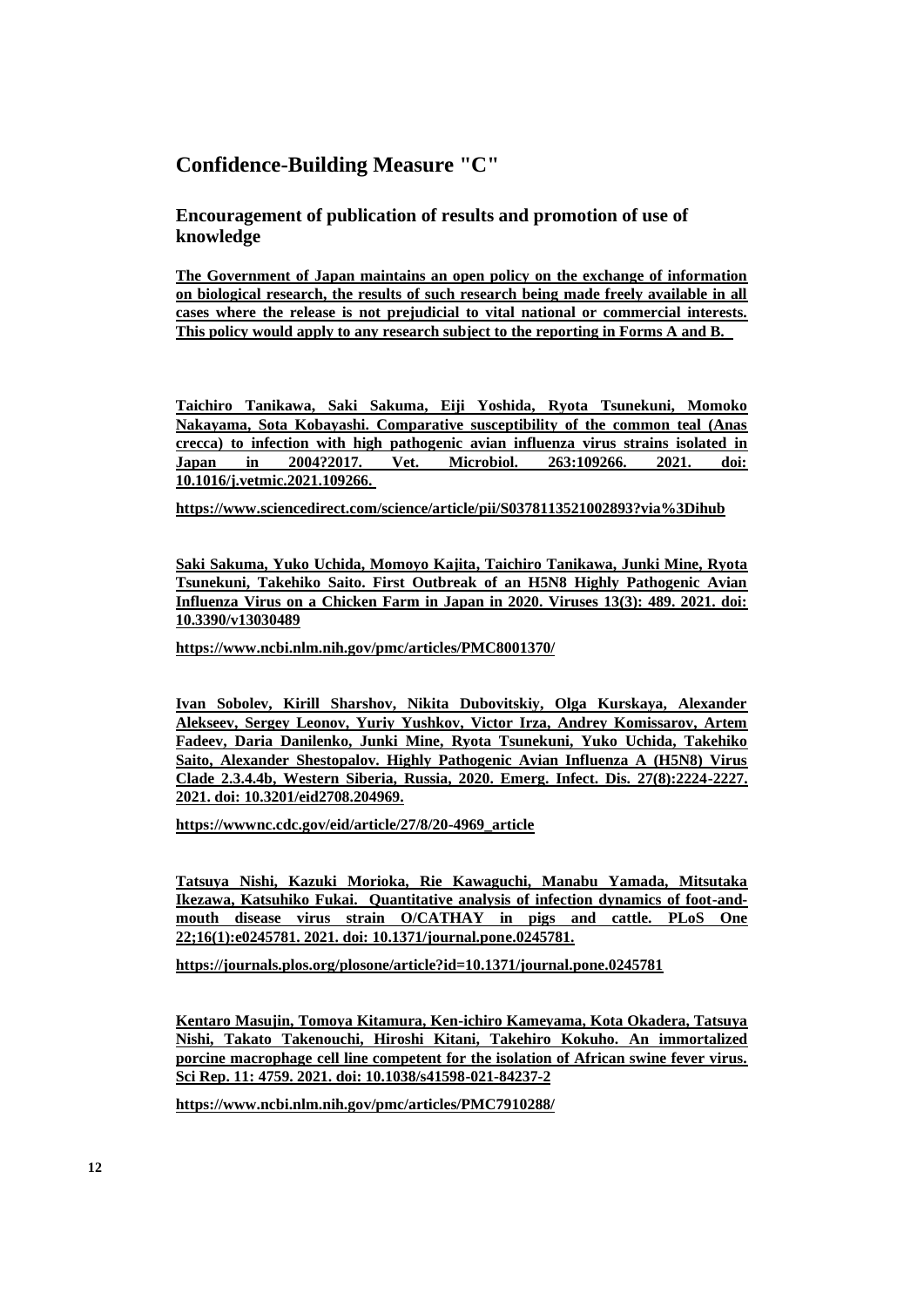## Confidence-Building Measure "C"

### Encouragement of publication of results and promotion of use of knowledge

**The Government of Japan maintains an open policy on the exchange of information on biological research, the results of such research being made freely available in all cases where the release is not prejudicial to vital national or commercial interests. This policy would apply to any research subject to the reporting in Forms A and B.**

**Taichiro Tanikawa, Saki Sakuma, Eiji Yoshida, Ryota Tsunekuni, Momoko Nakayama, Sota Kobayashi. Comparative susceptibility of the common teal (Anas crecca) to infection with high pathogenic avian influenza virus strains isolated in Japan in 2004?2017. Vet. Microbiol. 263:109266. 2021. doi: 10.1016/j.vetmic.2021.109266.**

**https://www.sciencedirect.com/science/article/pii/S0378113521002893?via%3Dihub**

**Saki Sakuma, Yuko Uchida, Momoyo Kajita, Taichiro Tanikawa, Junki Mine, Ryota Tsunekuni, Takehiko Saito. First Outbreak of an H5N8 Highly Pathogenic Avian Influenza Virus on a Chicken Farm in Japan in 2020. Viruses 13(3): 489. 2021. doi: 10.3390/v13030489**

**https://www.ncbi.nlm.nih.gov/pmc/articles/PMC8001370/**

**Ivan Sobolev, Kirill Sharshov, Nikita Dubovitskiy, Olga Kurskaya, Alexander Alekseev, Sergey Leonov, Yuriy Yushkov, Victor Irza, Andrey Komissarov, Artem Fadeev, Daria Danilenko, Junki Mine, Ryota Tsunekuni, Yuko Uchida, Takehiko Saito, Alexander Shestopalov. Highly Pathogenic Avian Influenza A (H5N8) Virus Clade 2.3.4.4b, Western Siberia, Russia, 2020. Emerg. Infect. Dis. 27(8):2224-2227. 2021. doi: 10.3201/eid2708.204969.**

**https://wwwnc.cdc.gov/eid/article/27/8/20-4969_article**

**Tatsuya Nishi, Kazuki Morioka, Rie Kawaguchi, Manabu Yamada, Mitsutaka Ikezawa, Katsuhiko Fukai. Quantitative analysis of infection dynamics of foot-and-mouth disease virus strain O/CATHAY in pigs and cattle. PLoS One 22;16(1):e0245781. 2021. doi: 10.1371/journal.pone.0245781.**

**https://journals.plos.org/plosone/article?id=10.1371/journal.pone.0245781**

**Kentaro Masujin, Tomoya Kitamura, Ken-ichiro Kameyama, Kota Okadera, Tatsuya Nishi, Takato Takenouchi, Hiroshi Kitani, Takehiro Kokuho. An immortalized porcine macrophage cell line competent for the isolation of African swine fever virus. Sci Rep. 11: 4759. 2021. doi: 10.1038/s41598-021-84237-2**

**https://www.ncbi.nlm.nih.gov/pmc/articles/PMC7910288/**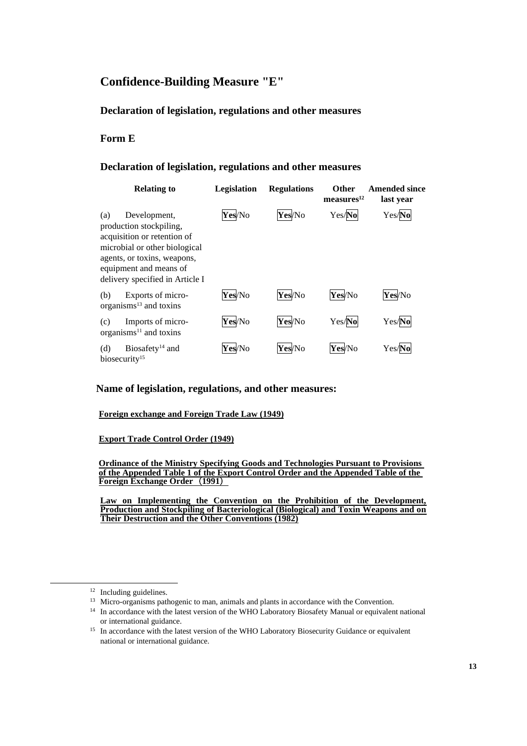# Confidence-Building Measure "E"

## Declaration of legislation, regulations and other measures

### Form E

## Declaration of legislation, regulations and other measures

| Relating to | Legislation | Regulations | Other measures[12] | Amended since last year |
|---|---|---|---|---|
| (a) Development, production stockpiling, acquisition or retention of microbial or other biological agents, or toxins, weapons, equipment and means of delivery specified in Article I | **Yes**/No | **Yes**/No | Yes/**No** | Yes/**No** |
| (b) Exports of micro-organisms[13] and toxins | **Yes**/No | **Yes**/No | **Yes**/No | **Yes**/No |
| (c) Imports of micro-organisms[11] and toxins | **Yes**/No | **Yes**/No | Yes/**No** | Yes/**No** |
| (d) Biosafety[14] and biosecurity[15] | **Yes**/No | **Yes**/No | **Yes**/No | Yes/**No** |

**Name of legislation, regulations, and other measures:**

**Foreign exchange and Foreign Trade Law (1949)**

**Export Trade Control Order (1949)**

**Ordinance of the Ministry Specifying Goods and Technologies Pursuant to Provisions of the Appended Table 1 of the Export Control Order and the Appended Table of the Foreign Exchange Order （1991）**

**Law on Implementing the Convention on the Prohibition of the Development, Production and Stockpiling of Bacteriological (Biological) and Toxin Weapons and on Their Destruction and the Other Conventions (1982)**

---

[12] Including guidelines.

[13] Micro-organisms pathogenic to man, animals and plants in accordance with the Convention.

[14] In accordance with the latest version of the WHO Laboratory Biosafety Manual or equivalent national or international guidance.

[15] In accordance with the latest version of the WHO Laboratory Biosecurity Guidance or equivalent national or international guidance.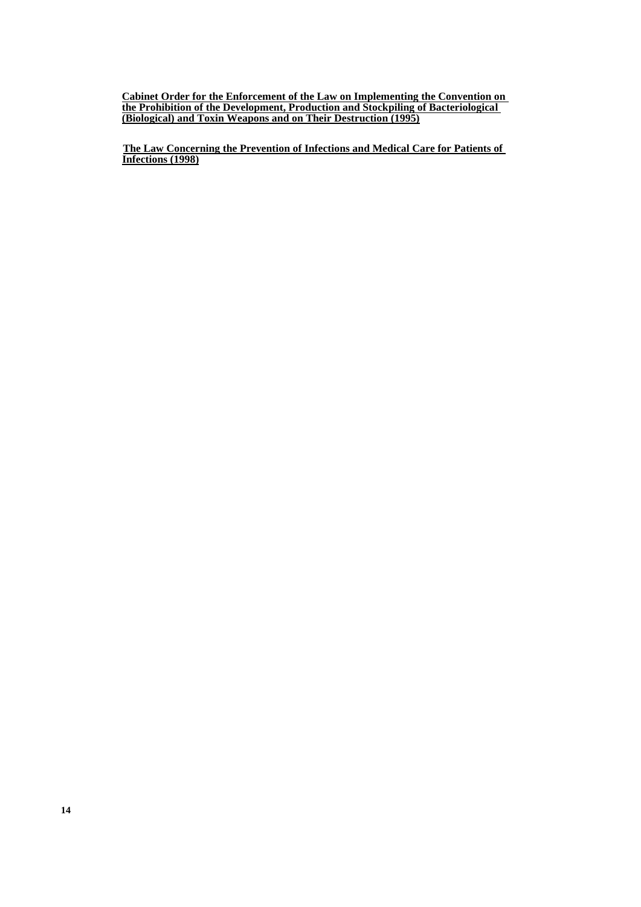**Cabinet Order for the Enforcement of the Law on Implementing the Convention on the Prohibition of the Development, Production and Stockpiling of Bacteriological (Biological) and Toxin Weapons and on Their Destruction (1995)**

**The Law Concerning the Prevention of Infections and Medical Care for Patients of Infections (1998)**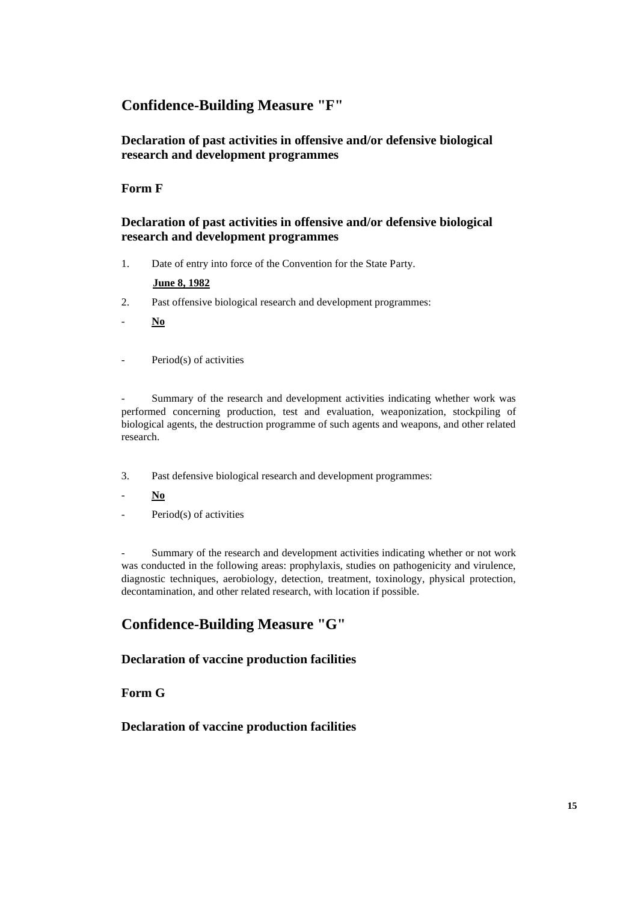## Confidence-Building Measure "F"

### Declaration of past activities in offensive and/or defensive biological research and development programmes

### Form F

### Declaration of past activities in offensive and/or defensive biological research and development programmes

1. Date of entry into force of the Convention for the State Party.

   **June 8, 1982**

2. Past offensive biological research and development programmes:

- **No**

- Period(s) of activities

- Summary of the research and development activities indicating whether work was performed concerning production, test and evaluation, weaponization, stockpiling of biological agents, the destruction programme of such agents and weapons, and other related research.

3. Past defensive biological research and development programmes:

- **No**
- Period(s) of activities

- Summary of the research and development activities indicating whether or not work was conducted in the following areas: prophylaxis, studies on pathogenicity and virulence, diagnostic techniques, aerobiology, detection, treatment, toxinology, physical protection, decontamination, and other related research, with location if possible.

## Confidence-Building Measure "G"

### Declaration of vaccine production facilities

### Form G

### Declaration of vaccine production facilities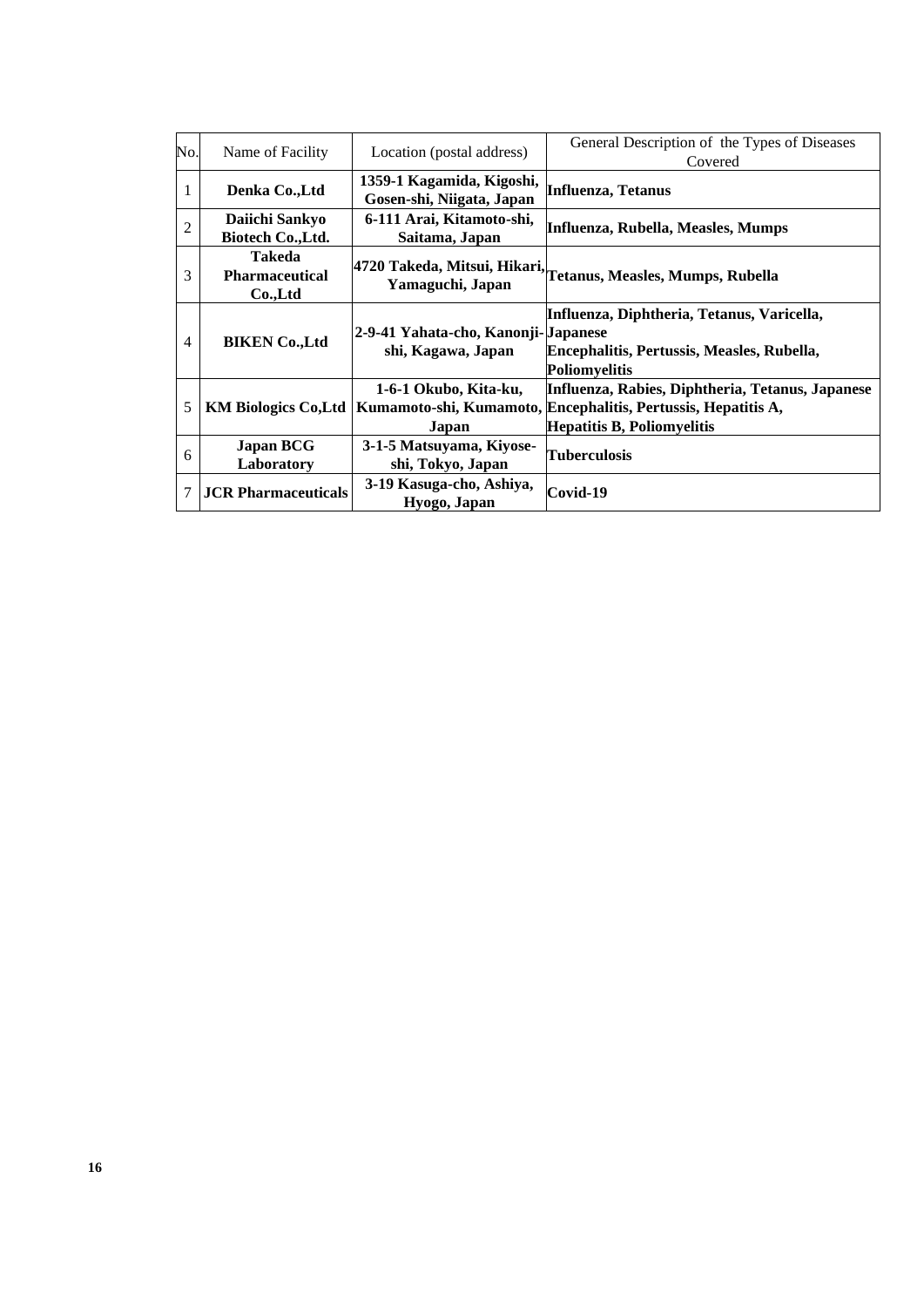| No. | Name of Facility | Location (postal address) | General Description of the Types of Diseases Covered |
|---|---|---|---|
| 1 | **Denka Co.,Ltd** | **1359-1 Kagamida, Kigoshi, Gosen-shi, Niigata, Japan** | **Influenza, Tetanus** |
| 2 | **Daiichi Sankyo Biotech Co.,Ltd.** | **6-111 Arai, Kitamoto-shi, Saitama, Japan** | **Influenza, Rubella, Measles, Mumps** |
| 3 | **Takeda Pharmaceutical Co.,Ltd** | **4720 Takeda, Mitsui, Hikari, Yamaguchi, Japan** | **Tetanus, Measles, Mumps, Rubella** |
| 4 | **BIKEN Co.,Ltd** | **2-9-41 Yahata-cho, Kanonji-shi, Kagawa, Japan** | **Influenza, Diphtheria, Tetanus, Varicella, Japanese Encephalitis, Pertussis, Measles, Rubella, Poliomyelitis** |
| 5 | **KM Biologics Co,Ltd** | **1-6-1 Okubo, Kita-ku, Kumamoto-shi, Kumamoto, Japan** | **Influenza, Rabies, Diphtheria, Tetanus, Japanese Encephalitis, Pertussis, Hepatitis A, Hepatitis B, Poliomyelitis** |
| 6 | **Japan BCG Laboratory** | **3-1-5 Matsuyama, Kiyose-shi, Tokyo, Japan** | **Tuberculosis** |
| 7 | **JCR Pharmaceuticals** | **3-19 Kasuga-cho, Ashiya, Hyogo, Japan** | **Covid-19** |